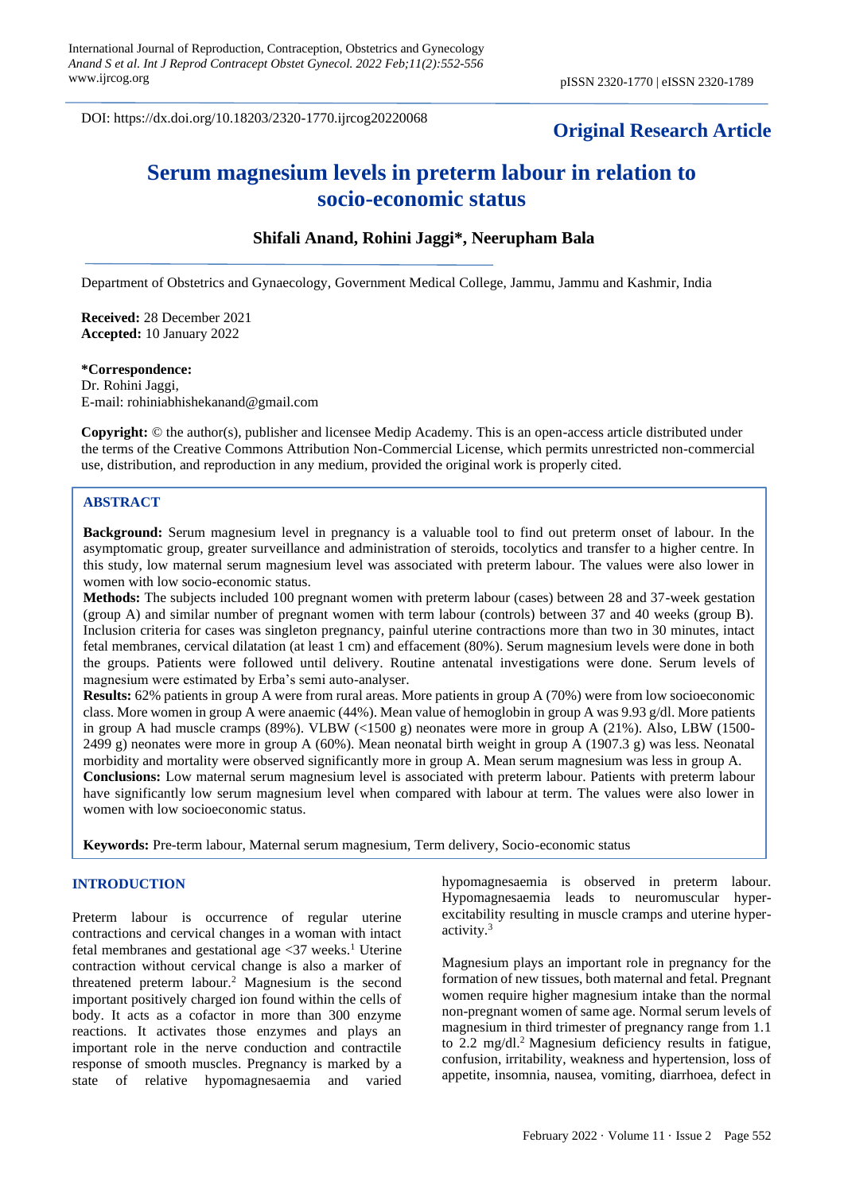DOI: https://dx.doi.org/10.18203/2320-1770.ijrcog20220068

**Original Research Article**

# Serum magnesium levels in preterm labour in relation to socio-economic status

**Shifali Anand, Rohini Jaggi\*, Neerupham Bala**

Department of Obstetrics and Gynaecology, Government Medical College, Jammu, Jammu and Kashmir, India

**Received:** 28 December 2021
**Accepted:** 10 January 2022

**\*Correspondence:**
Dr. Rohini Jaggi,
E-mail: rohiniabhishekanand@gmail.com

**Copyright:** © the author(s), publisher and licensee Medip Academy. This is an open-access article distributed under the terms of the Creative Commons Attribution Non-Commercial License, which permits unrestricted non-commercial use, distribution, and reproduction in any medium, provided the original work is properly cited.

## ABSTRACT

**Background:** Serum magnesium level in pregnancy is a valuable tool to find out preterm onset of labour. In the asymptomatic group, greater surveillance and administration of steroids, tocolytics and transfer to a higher centre. In this study, low maternal serum magnesium level was associated with preterm labour. The values were also lower in women with low socio-economic status.

**Methods:** The subjects included 100 pregnant women with preterm labour (cases) between 28 and 37-week gestation (group A) and similar number of pregnant women with term labour (controls) between 37 and 40 weeks (group B). Inclusion criteria for cases was singleton pregnancy, painful uterine contractions more than two in 30 minutes, intact fetal membranes, cervical dilatation (at least 1 cm) and effacement (80%). Serum magnesium levels were done in both the groups. Patients were followed until delivery. Routine antenatal investigations were done. Serum levels of magnesium were estimated by Erba's semi auto-analyser.

**Results:** 62% patients in group A were from rural areas. More patients in group A (70%) were from low socioeconomic class. More women in group A were anaemic (44%). Mean value of hemoglobin in group A was 9.93 g/dl. More patients in group A had muscle cramps (89%). VLBW (<1500 g) neonates were more in group A (21%). Also, LBW (1500-2499 g) neonates were more in group A (60%). Mean neonatal birth weight in group A (1907.3 g) was less. Neonatal morbidity and mortality were observed significantly more in group A. Mean serum magnesium was less in group A.

**Conclusions:** Low maternal serum magnesium level is associated with preterm labour. Patients with preterm labour have significantly low serum magnesium level when compared with labour at term. The values were also lower in women with low socioeconomic status.

**Keywords:** Pre-term labour, Maternal serum magnesium, Term delivery, Socio-economic status

## INTRODUCTION

Preterm labour is occurrence of regular uterine contractions and cervical changes in a woman with intact fetal membranes and gestational age <37 weeks.[1] Uterine contraction without cervical change is also a marker of threatened preterm labour.[2] Magnesium is the second important positively charged ion found within the cells of body. It acts as a cofactor in more than 300 enzyme reactions. It activates those enzymes and plays an important role in the nerve conduction and contractile response of smooth muscles. Pregnancy is marked by a state of relative hypomagnesaemia and varied hypomagnesaemia is observed in preterm labour. Hypomagnesaemia leads to neuromuscular hyper-excitability resulting in muscle cramps and uterine hyper-activity.[3]

Magnesium plays an important role in pregnancy for the formation of new tissues, both maternal and fetal. Pregnant women require higher magnesium intake than the normal non-pregnant women of same age. Normal serum levels of magnesium in third trimester of pregnancy range from 1.1 to 2.2 mg/dl.[2] Magnesium deficiency results in fatigue, confusion, irritability, weakness and hypertension, loss of appetite, insomnia, nausea, vomiting, diarrhoea, defect in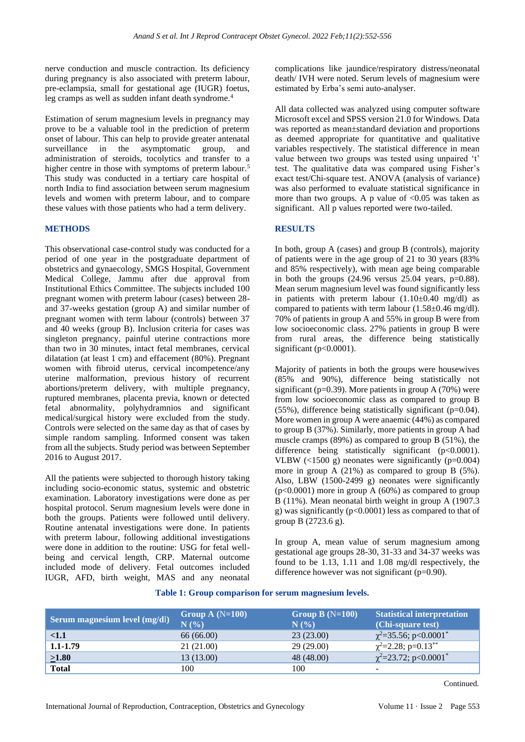nerve conduction and muscle contraction. Its deficiency during pregnancy is also associated with preterm labour, pre-eclampsia, small for gestational age (IUGR) foetus, leg cramps as well as sudden infant death syndrome.[4]

Estimation of serum magnesium levels in pregnancy may prove to be a valuable tool in the prediction of preterm onset of labour. This can help to provide greater antenatal surveillance in the asymptomatic group, and administration of steroids, tocolytics and transfer to a higher centre in those with symptoms of preterm labour.[5] This study was conducted in a tertiary care hospital of north India to find association between serum magnesium levels and women with preterm labour, and to compare these values with those patients who had a term delivery.

## METHODS

This observational case-control study was conducted for a period of one year in the postgraduate department of obstetrics and gynaecology, SMGS Hospital, Government Medical College, Jammu after due approval from Institutional Ethics Committee. The subjects included 100 pregnant women with preterm labour (cases) between 28- and 37-weeks gestation (group A) and similar number of pregnant women with term labour (controls) between 37 and 40 weeks (group B). Inclusion criteria for cases was singleton pregnancy, painful uterine contractions more than two in 30 minutes, intact fetal membranes, cervical dilatation (at least 1 cm) and effacement (80%). Pregnant women with fibroid uterus, cervical incompetence/any uterine malformation, previous history of recurrent abortions/preterm delivery, with multiple pregnancy, ruptured membranes, placenta previa, known or detected fetal abnormality, polyhydramnios and significant medical/surgical history were excluded from the study. Controls were selected on the same day as that of cases by simple random sampling. Informed consent was taken from all the subjects. Study period was between September 2016 to August 2017.

All the patients were subjected to thorough history taking including socio-economic status, systemic and obstetric examination. Laboratory investigations were done as per hospital protocol. Serum magnesium levels were done in both the groups. Patients were followed until delivery. Routine antenatal investigations were done. In patients with preterm labour, following additional investigations were done in addition to the routine: USG for fetal well-being and cervical length, CRP. Maternal outcome included mode of delivery. Fetal outcomes included IUGR, AFD, birth weight, MAS and any neonatal complications like jaundice/respiratory distress/neonatal death/ IVH were noted. Serum levels of magnesium were estimated by Erba's semi auto-analyser.

All data collected was analyzed using computer software Microsoft excel and SPSS version 21.0 for Windows. Data was reported as mean±standard deviation and proportions as deemed appropriate for quantitative and qualitative variables respectively. The statistical difference in mean value between two groups was tested using unpaired 't' test. The qualitative data was compared using Fisher's exact test/Chi-square test. ANOVA (analysis of variance) was also performed to evaluate statistical significance in more than two groups. A p value of <0.05 was taken as significant. All p values reported were two-tailed.

## RESULTS

In both, group A (cases) and group B (controls), majority of patients were in the age group of 21 to 30 years (83% and 85% respectively), with mean age being comparable in both the groups (24.96 versus 25.04 years, p=0.88). Mean serum magnesium level was found significantly less in patients with preterm labour (1.10±0.40 mg/dl) as compared to patients with term labour (1.58±0.46 mg/dl). 70% of patients in group A and 55% in group B were from low socioeconomic class. 27% patients in group B were from rural areas, the difference being statistically significant (p<0.0001).

Majority of patients in both the groups were housewives (85% and 90%), difference being statistically not significant (p=0.39). More patients in group A (70%) were from low socioeconomic class as compared to group B (55%), difference being statistically significant (p=0.04). More women in group A were anaemic (44%) as compared to group B (37%). Similarly, more patients in group A had muscle cramps (89%) as compared to group B (51%), the difference being statistically significant (p<0.0001). VLBW (<1500 g) neonates were significantly (p=0.004) more in group A (21%) as compared to group B (5%). Also, LBW (1500-2499 g) neonates were significantly (p<0.0001) more in group A (60%) as compared to group B (11%). Mean neonatal birth weight in group A (1907.3 g) was significantly (p<0.0001) less as compared to that of group B (2723.6 g).

In group A, mean value of serum magnesium among gestational age groups 28-30, 31-33 and 34-37 weeks was found to be 1.13, 1.11 and 1.08 mg/dl respectively, the difference however was not significant (p=0.90).

**Table 1: Group comparison for serum magnesium levels.**

| Serum magnesium level (mg/dl) | Group A (N=100) N (%) | Group B (N=100) N (%) | Statistical interpretation (Chi-square test) |
|---|---|---|---|
| **<1.1** | 66 (66.00) | 23 (23.00) | $\chi^2$=35.56; p<0.0001* |
| **1.1-1.79** | 21 (21.00) | 29 (29.00) | $\chi^2$=2.28; p=0.13** |
| **≥1.80** | 13 (13.00) | 48 (48.00) | $\chi^2$=23.72; p<0.0001* |
| **Total** | 100 | 100 | - |

Continued.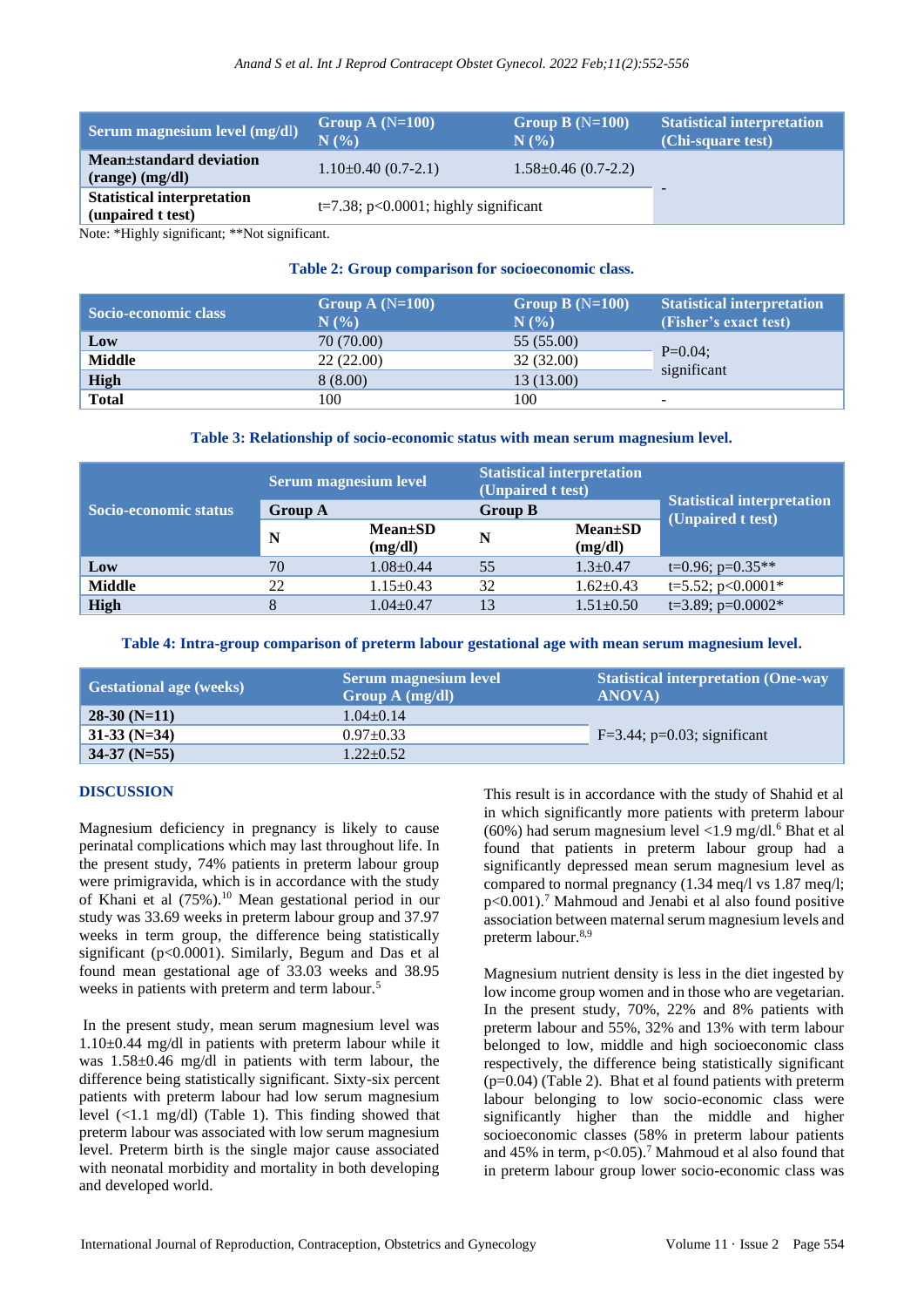| Serum magnesium level (mg/dl) | Group A (N=100) N (%) | Group B (N=100) N (%) | Statistical interpretation (Chi-square test) |
|---|---|---|---|
| Mean±standard deviation (range) (mg/dl) | 1.10±0.40 (0.7-2.1) | 1.58±0.46 (0.7-2.2) | - |
| Statistical interpretation (unpaired t test) | t=7.38; p<0.0001; highly significant | | |

Note: *Highly significant; **Not significant.

**Table 2: Group comparison for socioeconomic class.**

| Socio-economic class | Group A (N=100) N (%) | Group B (N=100) N (%) | Statistical interpretation (Fisher's exact test) |
|---|---|---|---|
| Low | 70 (70.00) | 55 (55.00) | P=0.04; significant |
| Middle | 22 (22.00) | 32 (32.00) | |
| High | 8 (8.00) | 13 (13.00) | |
| Total | 100 | 100 | - |

**Table 3: Relationship of socio-economic status with mean serum magnesium level.**

| Socio-economic status | Serum magnesium level | | Statistical interpretation (Unpaired t test) | | Statistical interpretation (Unpaired t test) |
|---|---|---|---|---|---|
| | Group A | | Group B | | |
| | N | Mean±SD (mg/dl) | N | Mean±SD (mg/dl) | |
| Low | 70 | 1.08±0.44 | 55 | 1.3±0.47 | t=0.96; p=0.35** |
| Middle | 22 | 1.15±0.43 | 32 | 1.62±0.43 | t=5.52; p<0.0001* |
| High | 8 | 1.04±0.47 | 13 | 1.51±0.50 | t=3.89; p=0.0002* |

**Table 4: Intra-group comparison of preterm labour gestational age with mean serum magnesium level.**

| Gestational age (weeks) | Serum magnesium level Group A (mg/dl) | Statistical interpretation (One-way ANOVA) |
|---|---|---|
| 28-30 (N=11) | 1.04±0.14 | F=3.44; p=0.03; significant |
| 31-33 (N=34) | 0.97±0.33 | |
| 34-37 (N=55) | 1.22±0.52 | |

## DISCUSSION

Magnesium deficiency in pregnancy is likely to cause perinatal complications which may last throughout life. In the present study, 74% patients in preterm labour group were primigravida, which is in accordance with the study of Khani et al (75%).[10] Mean gestational period in our study was 33.69 weeks in preterm labour group and 37.97 weeks in term group, the difference being statistically significant (p<0.0001). Similarly, Begum and Das et al found mean gestational age of 33.03 weeks and 38.95 weeks in patients with preterm and term labour.[5]

In the present study, mean serum magnesium level was 1.10±0.44 mg/dl in patients with preterm labour while it was 1.58±0.46 mg/dl in patients with term labour, the difference being statistically significant. Sixty-six percent patients with preterm labour had low serum magnesium level (<1.1 mg/dl) (Table 1). This finding showed that preterm labour was associated with low serum magnesium level. Preterm birth is the single major cause associated with neonatal morbidity and mortality in both developing and developed world.

This result is in accordance with the study of Shahid et al in which significantly more patients with preterm labour (60%) had serum magnesium level <1.9 mg/dl.[6] Bhat et al found that patients in preterm labour group had a significantly depressed mean serum magnesium level as compared to normal pregnancy (1.34 meq/l vs 1.87 meq/l; p<0.001).[7] Mahmoud and Jenabi et al also found positive association between maternal serum magnesium levels and preterm labour.[8,9]

Magnesium nutrient density is less in the diet ingested by low income group women and in those who are vegetarian. In the present study, 70%, 22% and 8% patients with preterm labour and 55%, 32% and 13% with term labour belonged to low, middle and high socioeconomic class respectively, the difference being statistically significant (p=0.04) (Table 2). Bhat et al found patients with preterm labour belonging to low socio-economic class were significantly higher than the middle and higher socioeconomic classes (58% in preterm labour patients and 45% in term, p<0.05).[7] Mahmoud et al also found that in preterm labour group lower socio-economic class was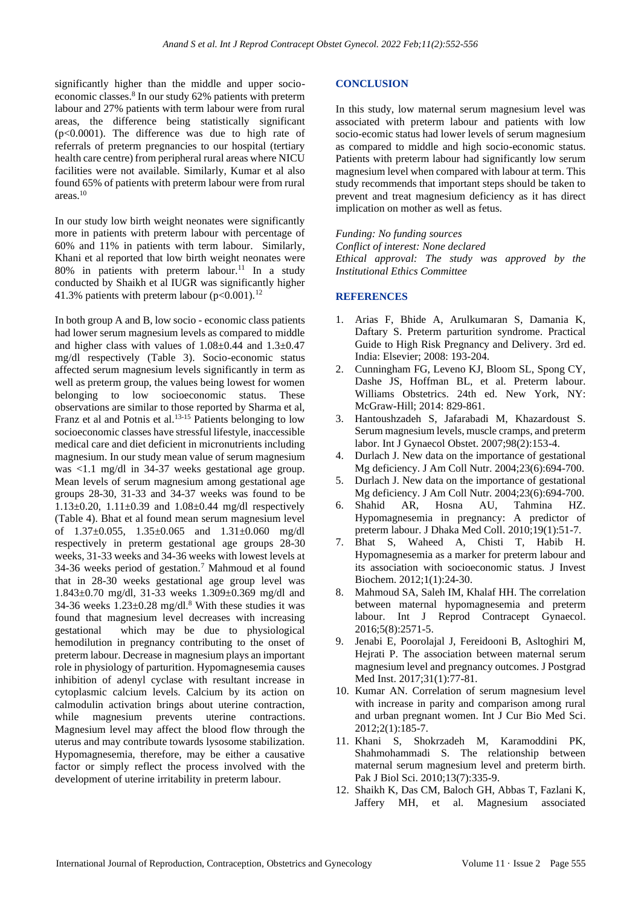significantly higher than the middle and upper socio-economic classes.[8] In our study 62% patients with preterm labour and 27% patients with term labour were from rural areas, the difference being statistically significant ($p<0.0001$). The difference was due to high rate of referrals of preterm pregnancies to our hospital (tertiary health care centre) from peripheral rural areas where NICU facilities were not available. Similarly, Kumar et al also found 65% of patients with preterm labour were from rural areas.[10]

In our study low birth weight neonates were significantly more in patients with preterm labour with percentage of 60% and 11% in patients with term labour. Similarly, Khani et al reported that low birth weight neonates were 80% in patients with preterm labour.[11] In a study conducted by Shaikh et al IUGR was significantly higher 41.3% patients with preterm labour ($p<0.001$).[12]

In both group A and B, low socio - economic class patients had lower serum magnesium levels as compared to middle and higher class with values of 1.08±0.44 and 1.3±0.47 mg/dl respectively (Table 3). Socio-economic status affected serum magnesium levels significantly in term as well as preterm group, the values being lowest for women belonging to low socioeconomic status. These observations are similar to those reported by Sharma et al, Franz et al and Potnis et al.[13-15] Patients belonging to low socioeconomic classes have stressful lifestyle, inaccessible medical care and diet deficient in micronutrients including magnesium. In our study mean value of serum magnesium was <1.1 mg/dl in 34-37 weeks gestational age group. Mean levels of serum magnesium among gestational age groups 28-30, 31-33 and 34-37 weeks was found to be 1.13±0.20, 1.11±0.39 and 1.08±0.44 mg/dl respectively (Table 4). Bhat et al found mean serum magnesium level of 1.37±0.055, 1.35±0.065 and 1.31±0.060 mg/dl respectively in preterm gestational age groups 28-30 weeks, 31-33 weeks and 34-36 weeks with lowest levels at 34-36 weeks period of gestation.[7] Mahmoud et al found that in 28-30 weeks gestational age group level was 1.843±0.70 mg/dl, 31-33 weeks 1.309±0.369 mg/dl and 34-36 weeks 1.23±0.28 mg/dl.[8] With these studies it was found that magnesium level decreases with increasing gestational which may be due to physiological hemodilution in pregnancy contributing to the onset of preterm labour. Decrease in magnesium plays an important role in physiology of parturition. Hypomagnesemia causes inhibition of adenyl cyclase with resultant increase in cytoplasmic calcium levels. Calcium by its action on calmodulin activation brings about uterine contraction, while magnesium prevents uterine contractions. Magnesium level may affect the blood flow through the uterus and may contribute towards lysosome stabilization. Hypomagnesemia, therefore, may be either a causative factor or simply reflect the process involved with the development of uterine irritability in preterm labour.

## CONCLUSION

In this study, low maternal serum magnesium level was associated with preterm labour and patients with low socio-ecomic status had lower levels of serum magnesium as compared to middle and high socio-economic status. Patients with preterm labour had significantly low serum magnesium level when compared with labour at term. This study recommends that important steps should be taken to prevent and treat magnesium deficiency as it has direct implication on mother as well as fetus.

*Funding: No funding sources*
*Conflict of interest: None declared*
*Ethical approval: The study was approved by the Institutional Ethics Committee*

## REFERENCES

1. Arias F, Bhide A, Arulkumaran S, Damania K, Daftary S. Preterm parturition syndrome. Practical Guide to High Risk Pregnancy and Delivery. 3rd ed. India: Elsevier; 2008: 193-204.
2. Cunningham FG, Leveno KJ, Bloom SL, Spong CY, Dashe JS, Hoffman BL, et al. Preterm labour. Williams Obstetrics. 24th ed. New York, NY: McGraw-Hill; 2014: 829-861.
3. Hantoushzadeh S, Jafarabadi M, Khazardoust S. Serum magnesium levels, muscle cramps, and preterm labor. Int J Gynaecol Obstet. 2007;98(2):153-4.
4. Durlach J. New data on the importance of gestational Mg deficiency. J Am Coll Nutr. 2004;23(6):694-700.
5. Durlach J. New data on the importance of gestational Mg deficiency. J Am Coll Nutr. 2004;23(6):694-700.
6. Shahid AR, Hosna AU, Tahmina HZ. Hypomagnesemia in pregnancy: A predictor of preterm labour. J Dhaka Med Coll. 2010;19(1):51-7.
7. Bhat S, Waheed A, Chisti T, Habib H. Hypomagnesemia as a marker for preterm labour and its association with socioeconomic status. J Invest Biochem. 2012;1(1):24-30.
8. Mahmoud SA, Saleh IM, Khalaf HH. The correlation between maternal hypomagnesemia and preterm labour. Int J Reprod Contracept Gynaecol. 2016;5(8):2571-5.
9. Jenabi E, Poorolajal J, Fereidooni B, Asltoghiri M, Hejrati P. The association between maternal serum magnesium level and pregnancy outcomes. J Postgrad Med Inst. 2017;31(1):77-81.
10. Kumar AN. Correlation of serum magnesium level with increase in parity and comparison among rural and urban pregnant women. Int J Cur Bio Med Sci. 2012;2(1):185-7.
11. Khani S, Shokrzadeh M, Karamoddini PK, Shahmohammadi S. The relationship between maternal serum magnesium level and preterm birth. Pak J Biol Sci. 2010;13(7):335-9.
12. Shaikh K, Das CM, Baloch GH, Abbas T, Fazlani K, Jaffery MH, et al. Magnesium associated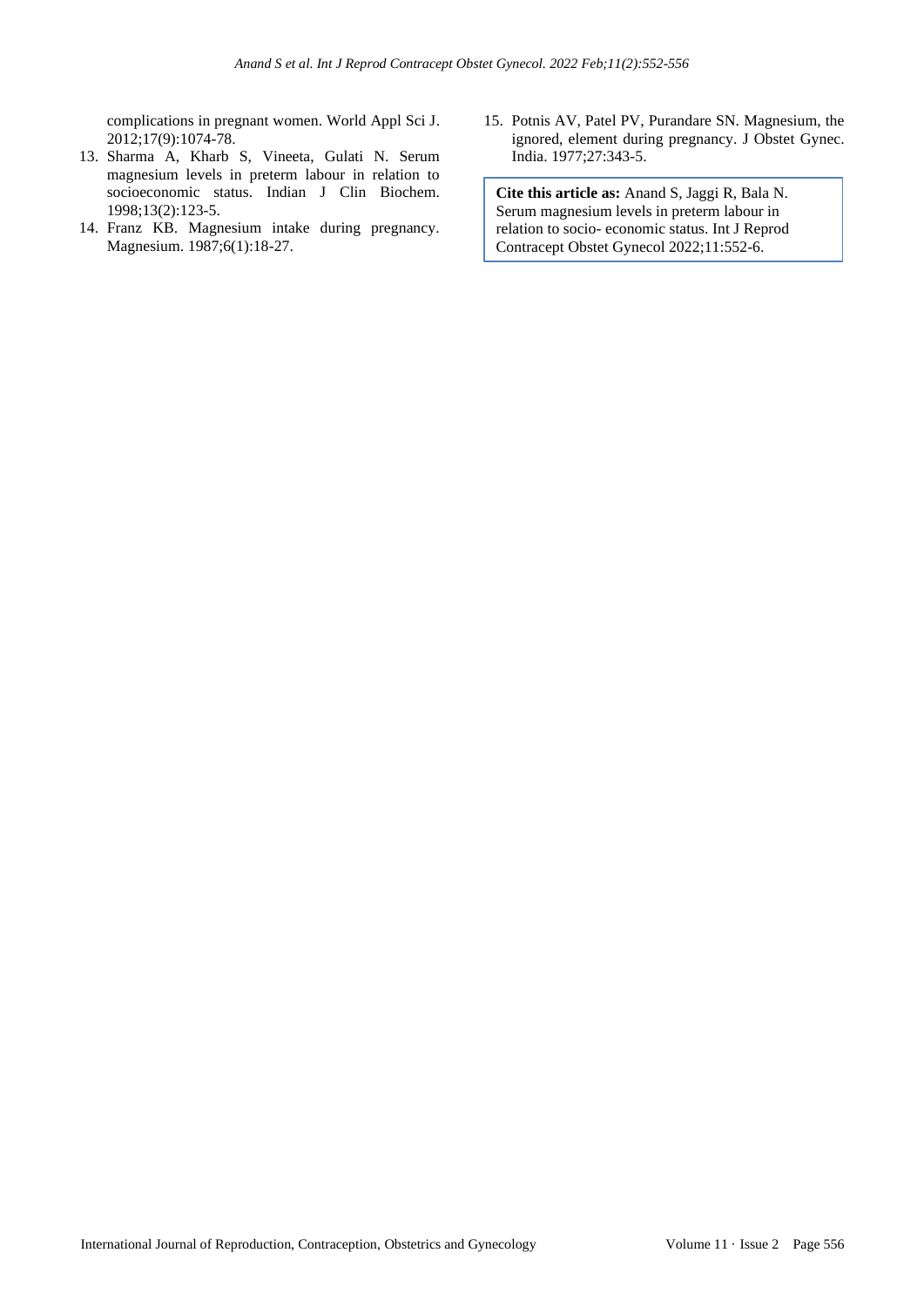complications in pregnant women. World Appl Sci J. 2012;17(9):1074-78.

13. Sharma A, Kharb S, Vineeta, Gulati N. Serum magnesium levels in preterm labour in relation to socioeconomic status. Indian J Clin Biochem. 1998;13(2):123-5.
14. Franz KB. Magnesium intake during pregnancy. Magnesium. 1987;6(1):18-27.
15. Potnis AV, Patel PV, Purandare SN. Magnesium, the ignored, element during pregnancy. J Obstet Gynec. India. 1977;27:343-5.

**Cite this article as:** Anand S, Jaggi R, Bala N. Serum magnesium levels in preterm labour in relation to socio- economic status. Int J Reprod Contracept Obstet Gynecol 2022;11:552-6.